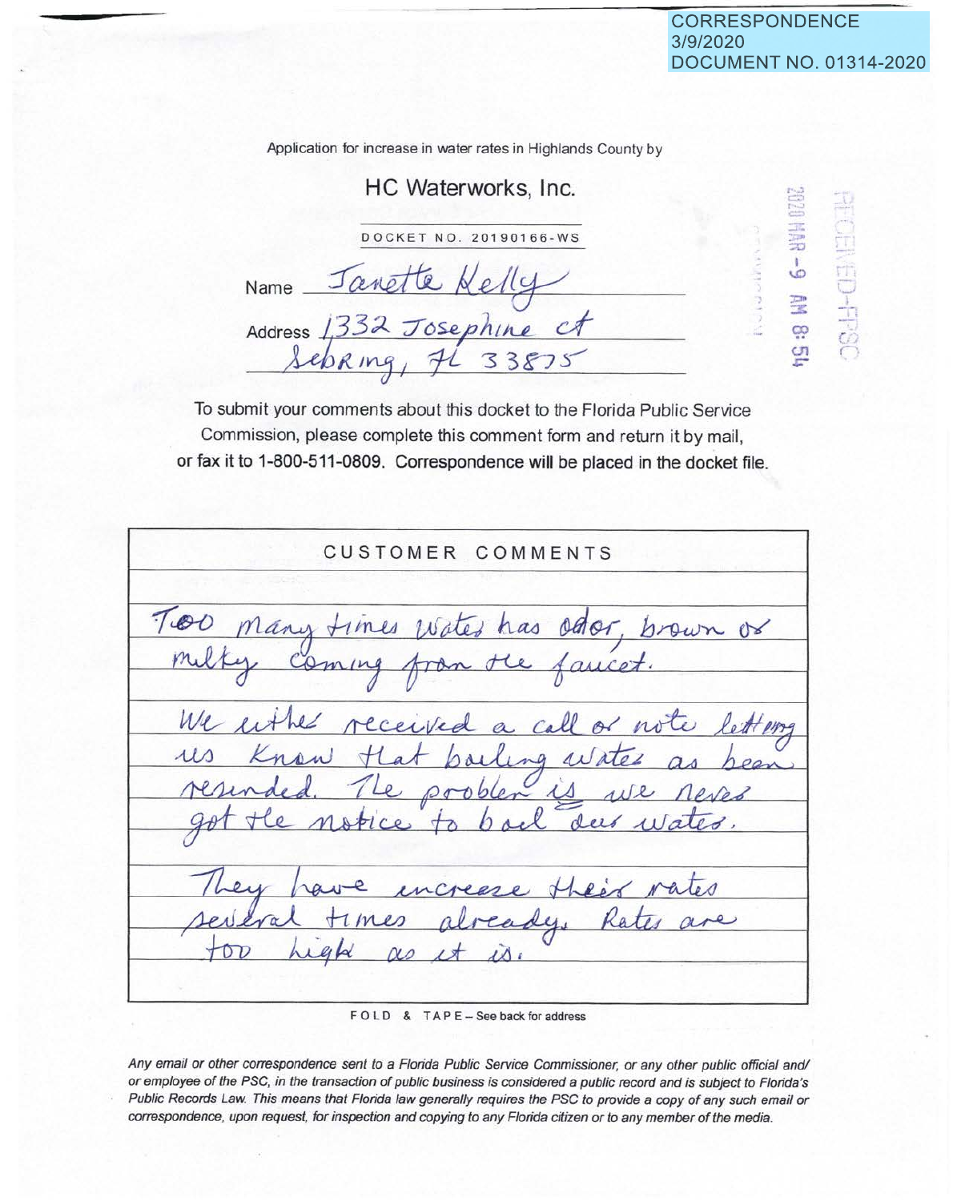CORRESPONDENCE
3/9/2020
DOCUMENT NO. 01314-2020

Application for increase in water rates in Highlands County by

## HC Waterworks, Inc.

DOCKET NO. 20190166-WS

Name Janette Kelly

Address 1332 Josephine ct
Sebring, FL 33875

RECEIVED-FPSC
2020 MAR -9 AM 8:54

To submit your comments about this docket to the Florida Public Service Commission, please complete this comment form and return it by mail, or fax it to 1-800-511-0809. Correspondence will be placed in the docket file.

### CUSTOMER COMMENTS

Too many times water has odor, brown or milky coming from the faucet.

We either received a call or note letting us know that boiling water as been resinded. The problem is we never got the notice to boil our water.

They have increase their rates several times already. Rates are too high as it is.

FOLD & TAPE – See back for address

*Any email or other correspondence sent to a Florida Public Service Commissioner, or any other public official and/or employee of the PSC, in the transaction of public business is considered a public record and is subject to Florida's Public Records Law. This means that Florida law generally requires the PSC to provide a copy of any such email or correspondence, upon request, for inspection and copying to any Florida citizen or to any member of the media.*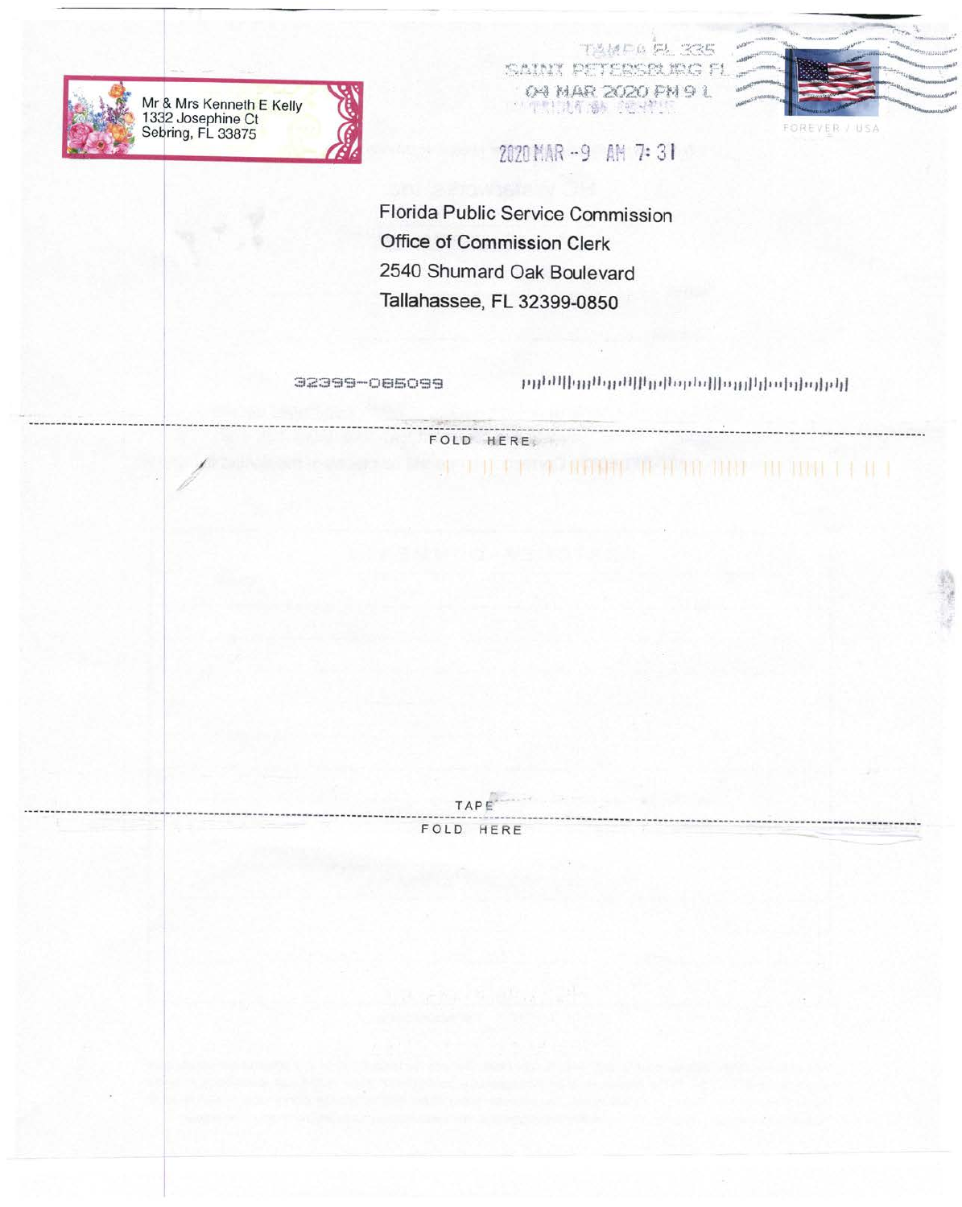Mr & Mrs Kenneth E Kelly
1332 Josephine Ct
Sebring, FL 33875

TAMPA FL 335
SAINT PETERSBURG FL
04 MAR 2020 PM 9 L

FOREVER / USA

2020 MAR -9 AM 7: 31

Florida Public Service Commission
Office of Commission Clerk
2540 Shumard Oak Boulevard
Tallahassee, FL 32399-0850

32399-085099

FOLD HERE

TAPE

FOLD HERE